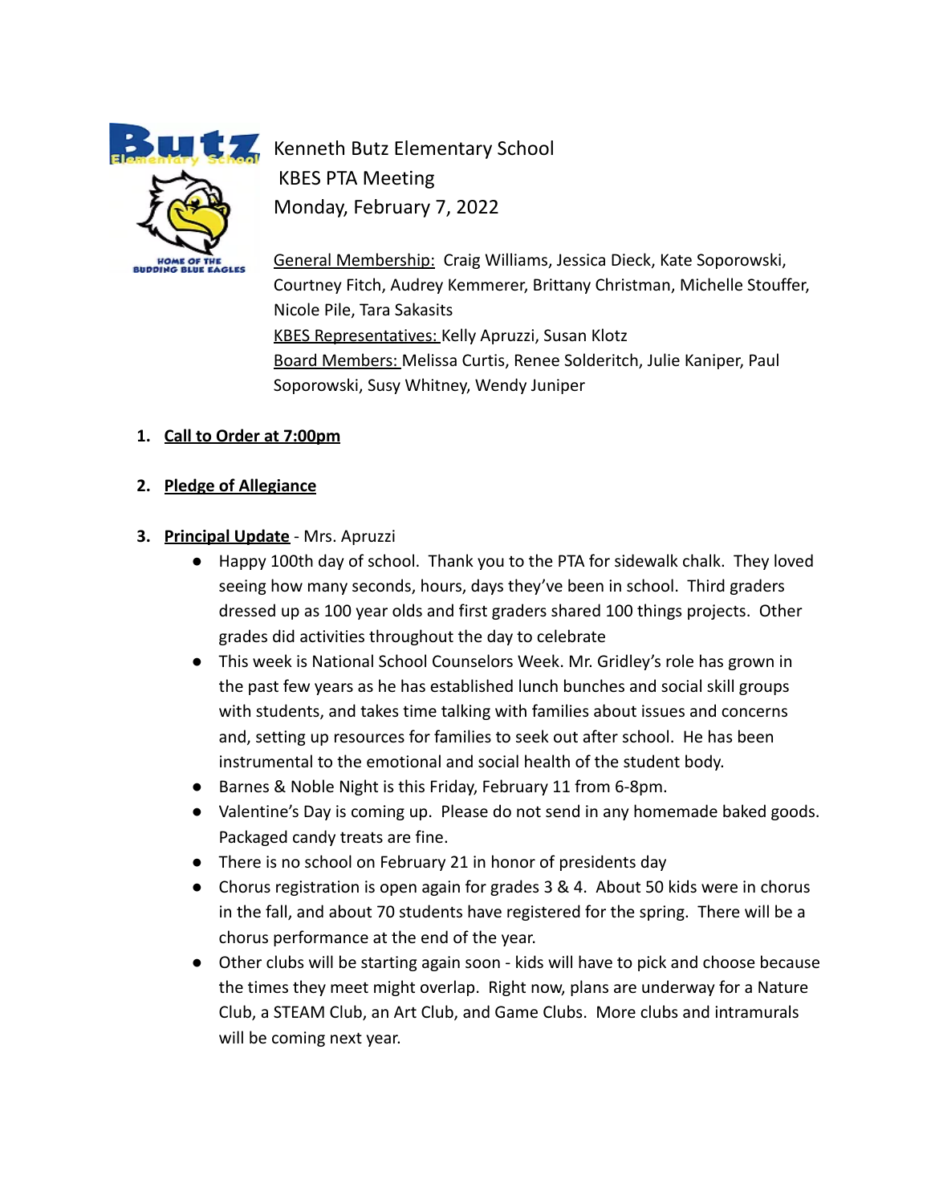# Kenneth Butz Elementary School

KBES PTA Meeting

Monday, February 7, 2022

General Membership: Craig Williams, Jessica Dieck, Kate Soporowski, Courtney Fitch, Audrey Kemmerer, Brittany Christman, Michelle Stouffer, Nicole Pile, Tara Sakasits

KBES Representatives: Kelly Apruzzi, Susan Klotz

Board Members: Melissa Curtis, Renee Solderitch, Julie Kaniper, Paul Soporowski, Susy Whitney, Wendy Juniper

1. **Call to Order at 7:00pm**

2. **Pledge of Allegiance**

3. **Principal Update** - Mrs. Apruzzi
   - Happy 100th day of school. Thank you to the PTA for sidewalk chalk. They loved seeing how many seconds, hours, days they've been in school. Third graders dressed up as 100 year olds and first graders shared 100 things projects. Other grades did activities throughout the day to celebrate
   - This week is National School Counselors Week. Mr. Gridley's role has grown in the past few years as he has established lunch bunches and social skill groups with students, and takes time talking with families about issues and concerns and, setting up resources for families to seek out after school. He has been instrumental to the emotional and social health of the student body.
   - Barnes & Noble Night is this Friday, February 11 from 6-8pm.
   - Valentine's Day is coming up. Please do not send in any homemade baked goods. Packaged candy treats are fine.
   - There is no school on February 21 in honor of presidents day
   - Chorus registration is open again for grades 3 & 4. About 50 kids were in chorus in the fall, and about 70 students have registered for the spring. There will be a chorus performance at the end of the year.
   - Other clubs will be starting again soon - kids will have to pick and choose because the times they meet might overlap. Right now, plans are underway for a Nature Club, a STEAM Club, an Art Club, and Game Clubs. More clubs and intramurals will be coming next year.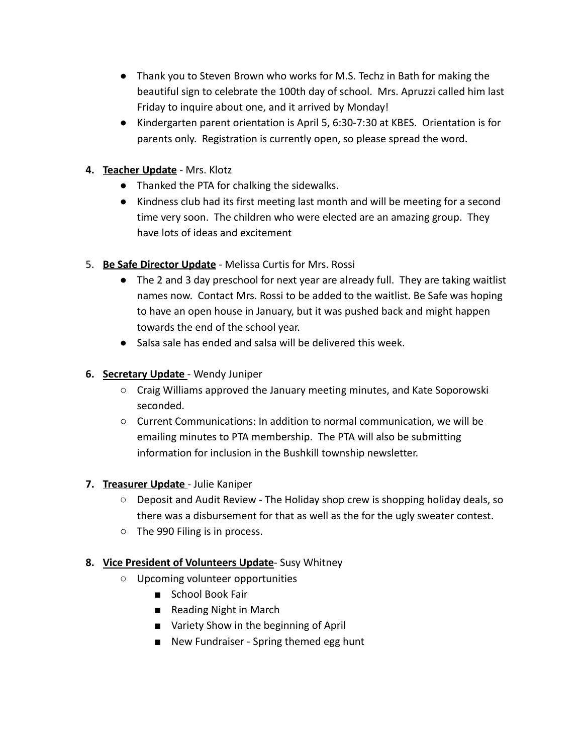- Thank you to Steven Brown who works for M.S. Techz in Bath for making the beautiful sign to celebrate the 100th day of school. Mrs. Apruzzi called him last Friday to inquire about one, and it arrived by Monday!
- Kindergarten parent orientation is April 5, 6:30-7:30 at KBES. Orientation is for parents only. Registration is currently open, so please spread the word.

4. **Teacher Update** - Mrs. Klotz
   - Thanked the PTA for chalking the sidewalks.
   - Kindness club had its first meeting last month and will be meeting for a second time very soon. The children who were elected are an amazing group. They have lots of ideas and excitement

5. **Be Safe Director Update** - Melissa Curtis for Mrs. Rossi
   - The 2 and 3 day preschool for next year are already full. They are taking waitlist names now. Contact Mrs. Rossi to be added to the waitlist. Be Safe was hoping to have an open house in January, but it was pushed back and might happen towards the end of the school year.
   - Salsa sale has ended and salsa will be delivered this week.

6. **Secretary Update** - Wendy Juniper
   - Craig Williams approved the January meeting minutes, and Kate Soporowski seconded.
   - Current Communications: In addition to normal communication, we will be emailing minutes to PTA membership. The PTA will also be submitting information for inclusion in the Bushkill township newsletter.

7. **Treasurer Update** - Julie Kaniper
   - Deposit and Audit Review - The Holiday shop crew is shopping holiday deals, so there was a disbursement for that as well as the for the ugly sweater contest.
   - The 990 Filing is in process.

8. **Vice President of Volunteers Update**- Susy Whitney
   - Upcoming volunteer opportunities
     - School Book Fair
     - Reading Night in March
     - Variety Show in the beginning of April
     - New Fundraiser - Spring themed egg hunt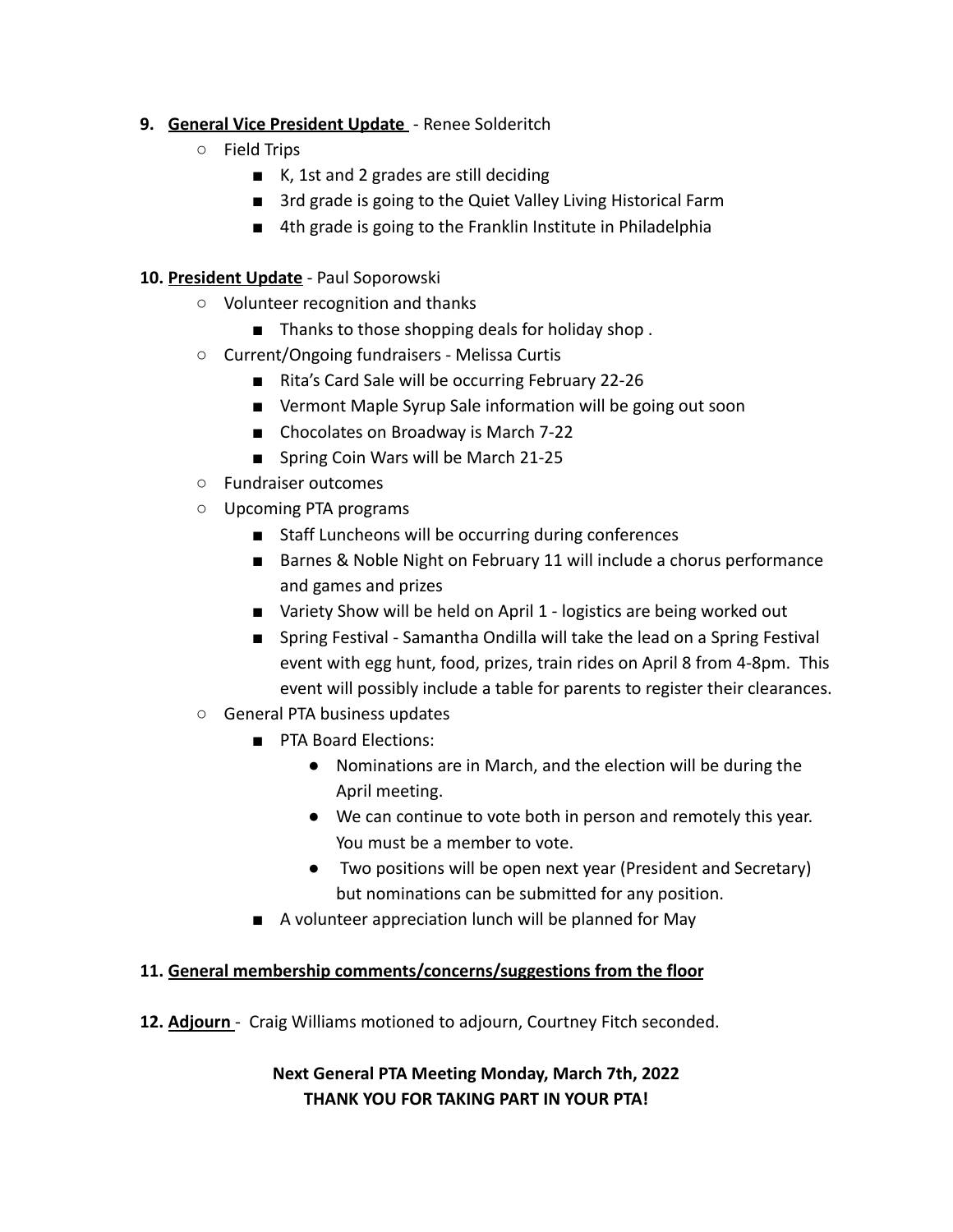9. **General Vice President Update** - Renee Solderitch
   - Field Trips
     - K, 1st and 2 grades are still deciding
     - 3rd grade is going to the Quiet Valley Living Historical Farm
     - 4th grade is going to the Franklin Institute in Philadelphia

10. **President Update** - Paul Soporowski
    - Volunteer recognition and thanks
      - Thanks to those shopping deals for holiday shop .
    - Current/Ongoing fundraisers - Melissa Curtis
      - Rita's Card Sale will be occurring February 22-26
      - Vermont Maple Syrup Sale information will be going out soon
      - Chocolates on Broadway is March 7-22
      - Spring Coin Wars will be March 21-25
    - Fundraiser outcomes
    - Upcoming PTA programs
      - Staff Luncheons will be occurring during conferences
      - Barnes & Noble Night on February 11 will include a chorus performance and games and prizes
      - Variety Show will be held on April 1 - logistics are being worked out
      - Spring Festival - Samantha Ondilla will take the lead on a Spring Festival event with egg hunt, food, prizes, train rides on April 8 from 4-8pm. This event will possibly include a table for parents to register their clearances.
    - General PTA business updates
      - PTA Board Elections:
        - Nominations are in March, and the election will be during the April meeting.
        - We can continue to vote both in person and remotely this year. You must be a member to vote.
        - Two positions will be open next year (President and Secretary) but nominations can be submitted for any position.
      - A volunteer appreciation lunch will be planned for May

11. **General membership comments/concerns/suggestions from the floor**

12. **Adjourn** - Craig Williams motioned to adjourn, Courtney Fitch seconded.

**Next General PTA Meeting Monday, March 7th, 2022**
**THANK YOU FOR TAKING PART IN YOUR PTA!**